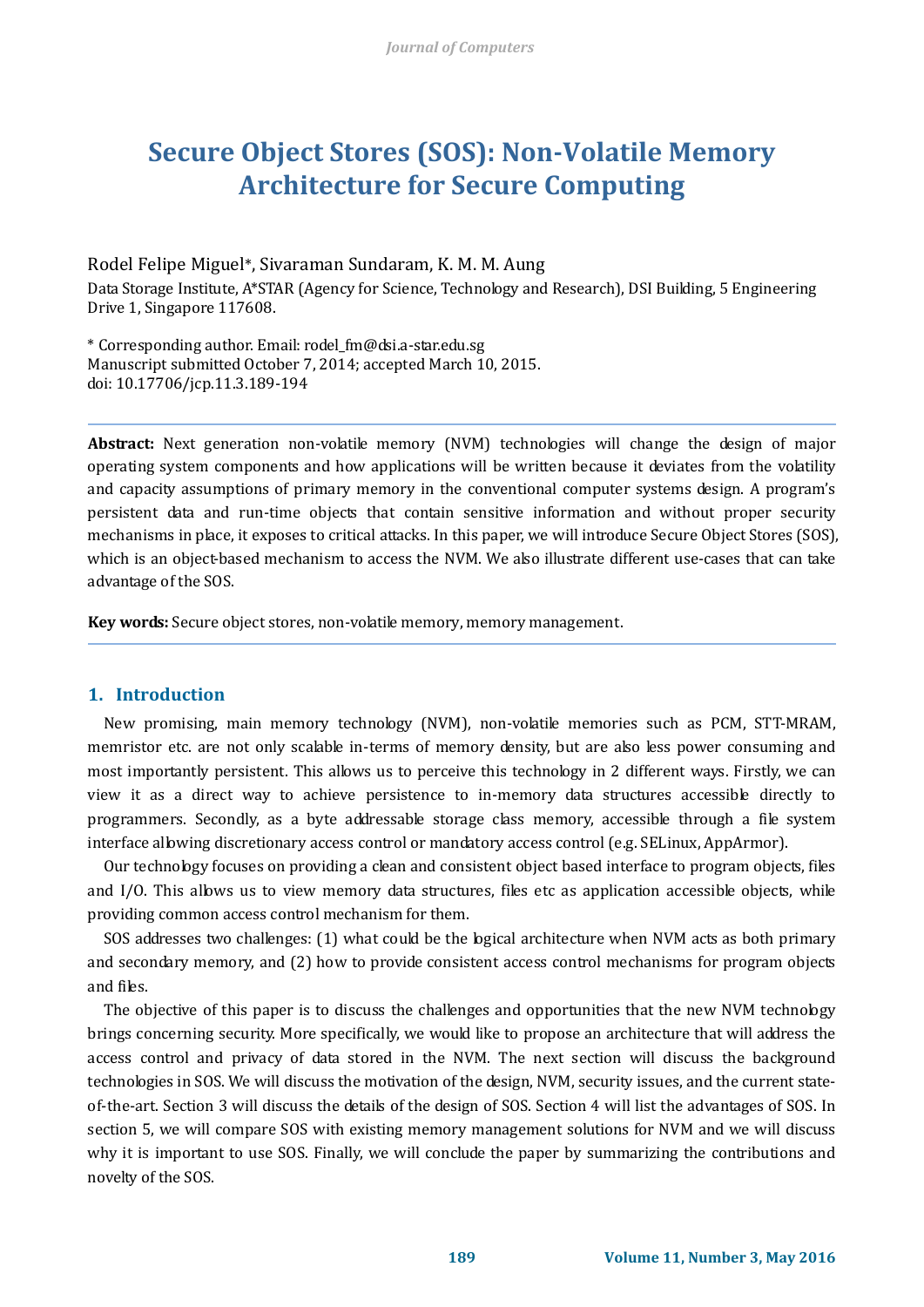# Secure Object Stores (SOS): Non-Volatile Memory Architecture for Secure Computing

Rodel Felipe Miguel*, Sivaraman Sundaram, K. M. M. Aung

Data Storage Institute, A*STAR (Agency for Science, Technology and Research), DSI Building, 5 Engineering Drive 1, Singapore 117608.

\* Corresponding author. Email: rodel_fm@dsi.a-star.edu.sg
Manuscript submitted October 7, 2014; accepted March 10, 2015.
doi: 10.17706/jcp.11.3.189-194

---

**Abstract:** Next generation non-volatile memory (NVM) technologies will change the design of major operating system components and how applications will be written because it deviates from the volatility and capacity assumptions of primary memory in the conventional computer systems design. A program's persistent data and run-time objects that contain sensitive information and without proper security mechanisms in place, it exposes to critical attacks. In this paper, we will introduce Secure Object Stores (SOS), which is an object-based mechanism to access the NVM. We also illustrate different use-cases that can take advantage of the SOS.

**Key words:** Secure object stores, non-volatile memory, memory management.

---

## 1. Introduction

New promising, main memory technology (NVM), non-volatile memories such as PCM, STT-MRAM, memristor etc. are not only scalable in-terms of memory density, but are also less power consuming and most importantly persistent. This allows us to perceive this technology in 2 different ways. Firstly, we can view it as a direct way to achieve persistence to in-memory data structures accessible directly to programmers. Secondly, as a byte addressable storage class memory, accessible through a file system interface allowing discretionary access control or mandatory access control (e.g. SELinux, AppArmor).

Our technology focuses on providing a clean and consistent object based interface to program objects, files and I/O. This allows us to view memory data structures, files etc as application accessible objects, while providing common access control mechanism for them.

SOS addresses two challenges: (1) what could be the logical architecture when NVM acts as both primary and secondary memory, and (2) how to provide consistent access control mechanisms for program objects and files.

The objective of this paper is to discuss the challenges and opportunities that the new NVM technology brings concerning security. More specifically, we would like to propose an architecture that will address the access control and privacy of data stored in the NVM. The next section will discuss the background technologies in SOS. We will discuss the motivation of the design, NVM, security issues, and the current state-of-the-art. Section 3 will discuss the details of the design of SOS. Section 4 will list the advantages of SOS. In section 5, we will compare SOS with existing memory management solutions for NVM and we will discuss why it is important to use SOS. Finally, we will conclude the paper by summarizing the contributions and novelty of the SOS.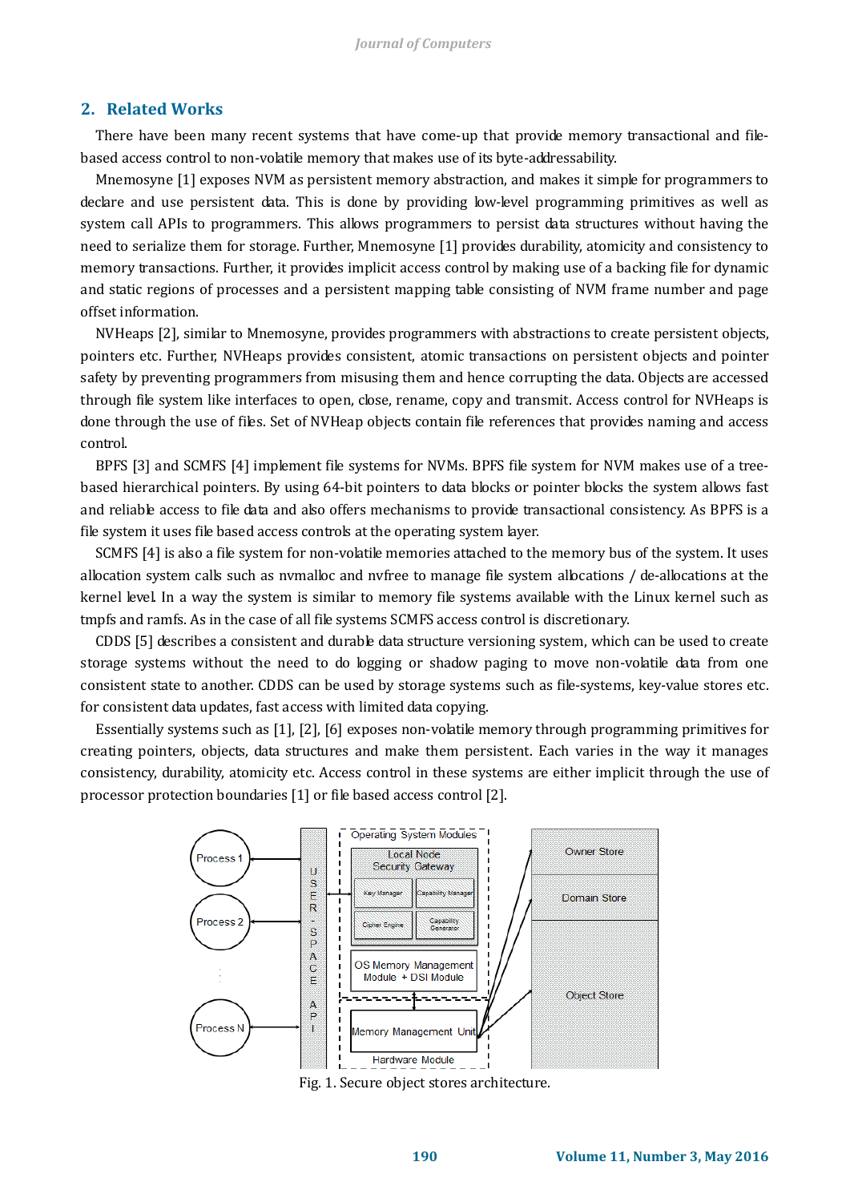## 2. Related Works

There have been many recent systems that have come-up that provide memory transactional and file-based access control to non-volatile memory that makes use of its byte-addressability.

Mnemosyne [1] exposes NVM as persistent memory abstraction, and makes it simple for programmers to declare and use persistent data. This is done by providing low-level programming primitives as well as system call APIs to programmers. This allows programmers to persist data structures without having the need to serialize them for storage. Further, Mnemosyne [1] provides durability, atomicity and consistency to memory transactions. Further, it provides implicit access control by making use of a backing file for dynamic and static regions of processes and a persistent mapping table consisting of NVM frame number and page offset information.

NVHeaps [2], similar to Mnemosyne, provides programmers with abstractions to create persistent objects, pointers etc. Further, NVHeaps provides consistent, atomic transactions on persistent objects and pointer safety by preventing programmers from misusing them and hence corrupting the data. Objects are accessed through file system like interfaces to open, close, rename, copy and transmit. Access control for NVHeaps is done through the use of files. Set of NVHeap objects contain file references that provides naming and access control.

BPFS [3] and SCMFS [4] implement file systems for NVMs. BPFS file system for NVM makes use of a tree-based hierarchical pointers. By using 64-bit pointers to data blocks or pointer blocks the system allows fast and reliable access to file data and also offers mechanisms to provide transactional consistency. As BPFS is a file system it uses file based access controls at the operating system layer.

SCMFS [4] is also a file system for non-volatile memories attached to the memory bus of the system. It uses allocation system calls such as nvmalloc and nvfree to manage file system allocations / de-allocations at the kernel level. In a way the system is similar to memory file systems available with the Linux kernel such as tmpfs and ramfs. As in the case of all file systems SCMFS access control is discretionary.

CDDS [5] describes a consistent and durable data structure versioning system, which can be used to create storage systems without the need to do logging or shadow paging to move non-volatile data from one consistent state to another. CDDS can be used by storage systems such as file-systems, key-value stores etc. for consistent data updates, fast access with limited data copying.

Essentially systems such as [1], [2], [6] exposes non-volatile memory through programming primitives for creating pointers, objects, data structures and make them persistent. Each varies in the way it manages consistency, durability, atomicity etc. Access control in these systems are either implicit through the use of processor protection boundaries [1] or file based access control [2].

Process 1
Process 2
Process N
USER-SPACE API
Operating System Modules
Local Node Security Gateway
Key Manager
Capability Manager
Cipher Engine
Capability Generator
OS Memory Management Module + DSI Module
Memory Management Unit
Hardware Module
Owner Store
Domain Store
Object Store

Fig. 1. Secure object stores architecture.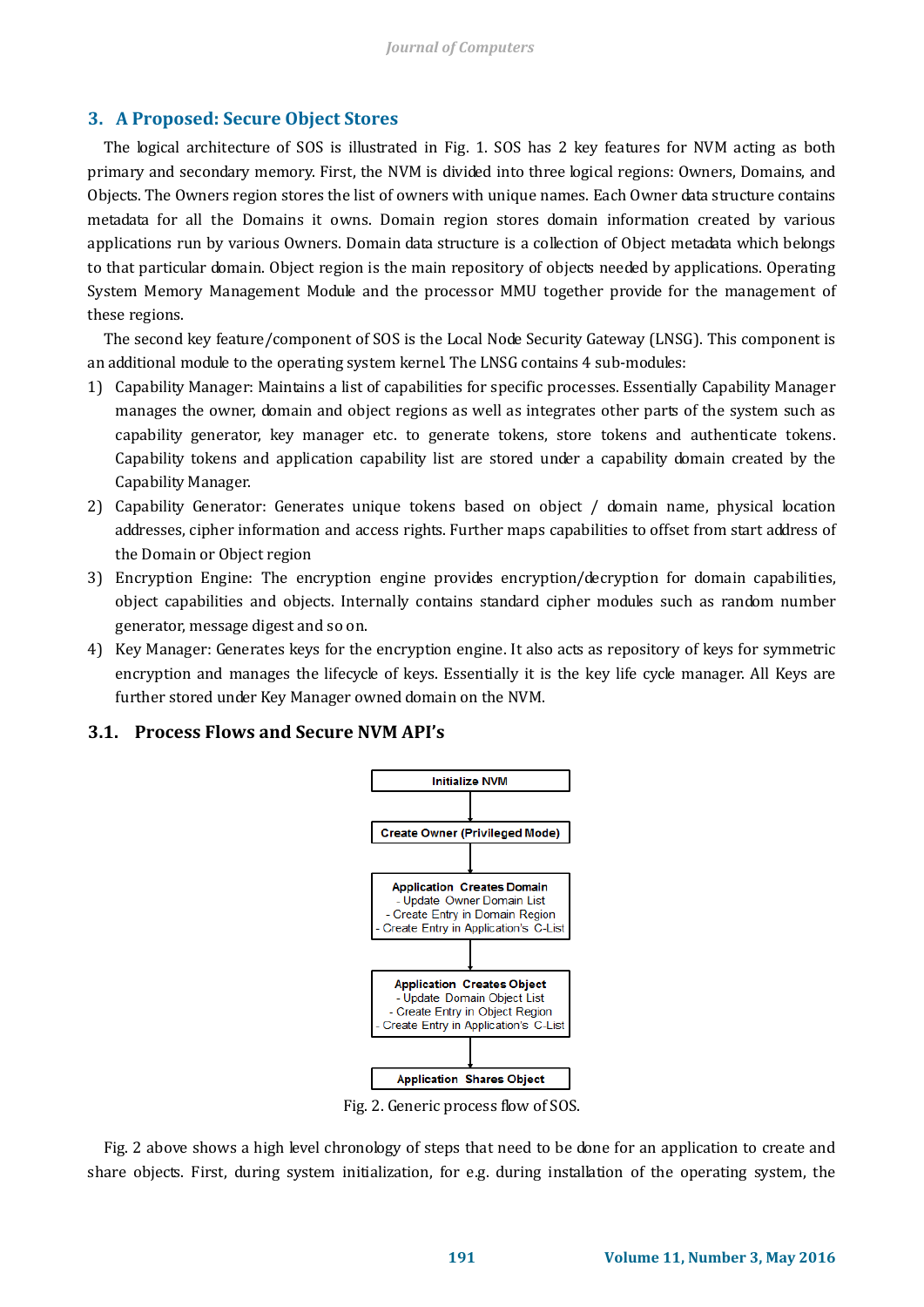## 3. A Proposed: Secure Object Stores

The logical architecture of SOS is illustrated in Fig. 1. SOS has 2 key features for NVM acting as both primary and secondary memory. First, the NVM is divided into three logical regions: Owners, Domains, and Objects. The Owners region stores the list of owners with unique names. Each Owner data structure contains metadata for all the Domains it owns. Domain region stores domain information created by various applications run by various Owners. Domain data structure is a collection of Object metadata which belongs to that particular domain. Object region is the main repository of objects needed by applications. Operating System Memory Management Module and the processor MMU together provide for the management of these regions.

The second key feature/component of SOS is the Local Node Security Gateway (LNSG). This component is an additional module to the operating system kernel. The LNSG contains 4 sub-modules:

1) Capability Manager: Maintains a list of capabilities for specific processes. Essentially Capability Manager manages the owner, domain and object regions as well as integrates other parts of the system such as capability generator, key manager etc. to generate tokens, store tokens and authenticate tokens. Capability tokens and application capability list are stored under a capability domain created by the Capability Manager.
2) Capability Generator: Generates unique tokens based on object / domain name, physical location addresses, cipher information and access rights. Further maps capabilities to offset from start address of the Domain or Object region
3) Encryption Engine: The encryption engine provides encryption/decryption for domain capabilities, object capabilities and objects. Internally contains standard cipher modules such as random number generator, message digest and so on.
4) Key Manager: Generates keys for the encryption engine. It also acts as repository of keys for symmetric encryption and manages the lifecycle of keys. Essentially it is the key life cycle manager. All Keys are further stored under Key Manager owned domain on the NVM.

### 3.1. Process Flows and Secure NVM API's

Initialize NVM

Create Owner (Privileged Mode)

Application Creates Domain
- Update Owner Domain List
- Create Entry in Domain Region
- Create Entry in Application's C-List

Application Creates Object
- Update Domain Object List
- Create Entry in Object Region
- Create Entry in Application's C-List

Application Shares Object

Fig. 2. Generic process flow of SOS.

Fig. 2 above shows a high level chronology of steps that need to be done for an application to create and share objects. First, during system initialization, for e.g. during installation of the operating system, the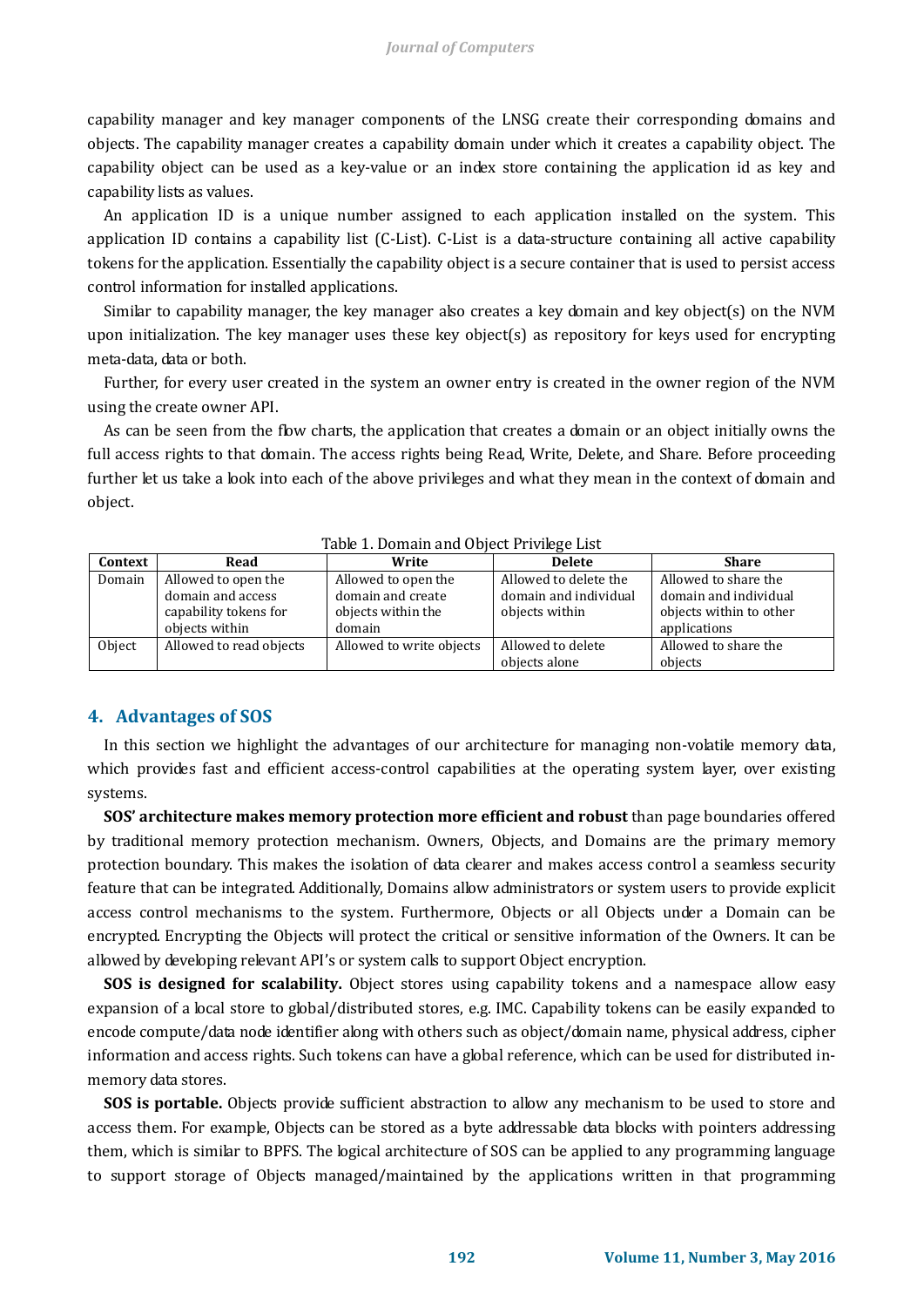capability manager and key manager components of the LNSG create their corresponding domains and objects. The capability manager creates a capability domain under which it creates a capability object. The capability object can be used as a key-value or an index store containing the application id as key and capability lists as values.

An application ID is a unique number assigned to each application installed on the system. This application ID contains a capability list (C-List). C-List is a data-structure containing all active capability tokens for the application. Essentially the capability object is a secure container that is used to persist access control information for installed applications.

Similar to capability manager, the key manager also creates a key domain and key object(s) on the NVM upon initialization. The key manager uses these key object(s) as repository for keys used for encrypting meta-data, data or both.

Further, for every user created in the system an owner entry is created in the owner region of the NVM using the create owner API.

As can be seen from the flow charts, the application that creates a domain or an object initially owns the full access rights to that domain. The access rights being Read, Write, Delete, and Share. Before proceeding further let us take a look into each of the above privileges and what they mean in the context of domain and object.

Table 1. Domain and Object Privilege List

| Context | Read | Write | Delete | Share |
|---|---|---|---|---|
| Domain | Allowed to open the domain and access capability tokens for objects within | Allowed to open the domain and create objects within the domain | Allowed to delete the domain and individual objects within | Allowed to share the domain and individual objects within to other applications |
| Object | Allowed to read objects | Allowed to write objects | Allowed to delete objects alone | Allowed to share the objects |

## 4. Advantages of SOS

In this section we highlight the advantages of our architecture for managing non-volatile memory data, which provides fast and efficient access-control capabilities at the operating system layer, over existing systems.

**SOS' architecture makes memory protection more efficient and robust** than page boundaries offered by traditional memory protection mechanism. Owners, Objects, and Domains are the primary memory protection boundary. This makes the isolation of data clearer and makes access control a seamless security feature that can be integrated. Additionally, Domains allow administrators or system users to provide explicit access control mechanisms to the system. Furthermore, Objects or all Objects under a Domain can be encrypted. Encrypting the Objects will protect the critical or sensitive information of the Owners. It can be allowed by developing relevant API's or system calls to support Object encryption.

**SOS is designed for scalability.** Object stores using capability tokens and a namespace allow easy expansion of a local store to global/distributed stores, e.g. IMC. Capability tokens can be easily expanded to encode compute/data node identifier along with others such as object/domain name, physical address, cipher information and access rights. Such tokens can have a global reference, which can be used for distributed in-memory data stores.

**SOS is portable.** Objects provide sufficient abstraction to allow any mechanism to be used to store and access them. For example, Objects can be stored as a byte addressable data blocks with pointers addressing them, which is similar to BPFS. The logical architecture of SOS can be applied to any programming language to support storage of Objects managed/maintained by the applications written in that programming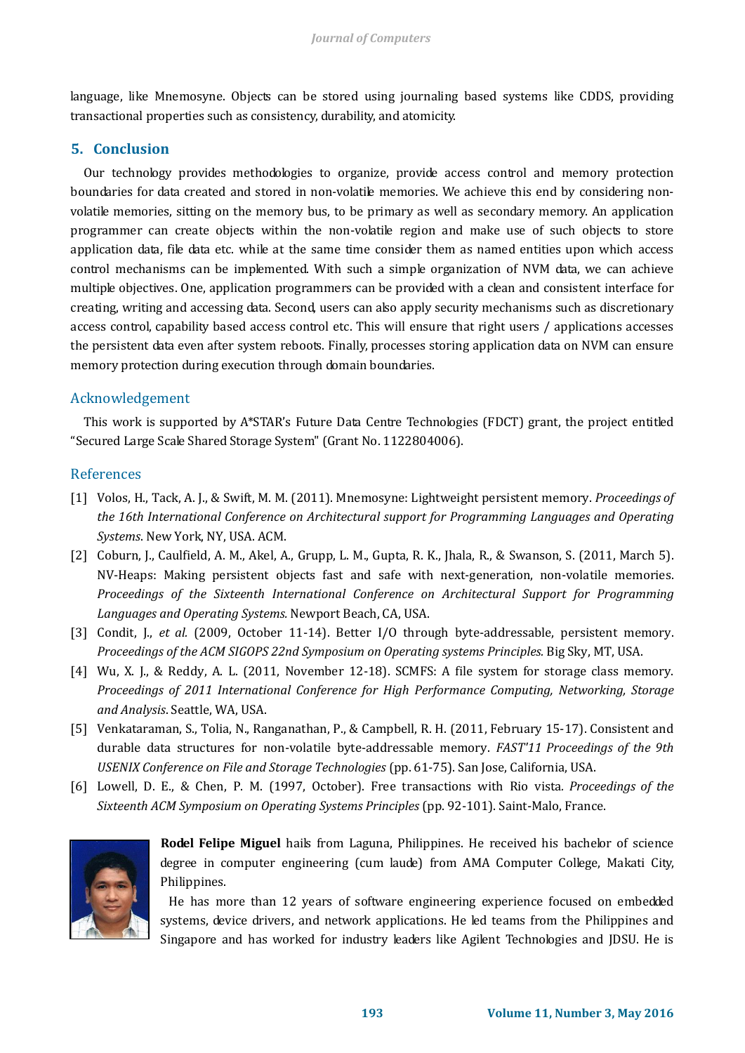language, like Mnemosyne. Objects can be stored using journaling based systems like CDDS, providing transactional properties such as consistency, durability, and atomicity.

## 5. Conclusion

Our technology provides methodologies to organize, provide access control and memory protection boundaries for data created and stored in non-volatile memories. We achieve this end by considering non-volatile memories, sitting on the memory bus, to be primary as well as secondary memory. An application programmer can create objects within the non-volatile region and make use of such objects to store application data, file data etc. while at the same time consider them as named entities upon which access control mechanisms can be implemented. With such a simple organization of NVM data, we can achieve multiple objectives. One, application programmers can be provided with a clean and consistent interface for creating, writing and accessing data. Second, users can also apply security mechanisms such as discretionary access control, capability based access control etc. This will ensure that right users / applications accesses the persistent data even after system reboots. Finally, processes storing application data on NVM can ensure memory protection during execution through domain boundaries.

## Acknowledgement

This work is supported by A*STAR's Future Data Centre Technologies (FDCT) grant, the project entitled "Secured Large Scale Shared Storage System" (Grant No. 1122804006).

## References

[1] Volos, H., Tack, A. J., & Swift, M. M. (2011). Mnemosyne: Lightweight persistent memory. *Proceedings of the 16th International Conference on Architectural support for Programming Languages and Operating Systems*. New York, NY, USA. ACM.

[2] Coburn, J., Caulfield, A. M., Akel, A., Grupp, L. M., Gupta, R. K., Jhala, R., & Swanson, S. (2011, March 5). NV-Heaps: Making persistent objects fast and safe with next-generation, non-volatile memories. *Proceedings of the Sixteenth International Conference on Architectural Support for Programming Languages and Operating Systems*. Newport Beach, CA, USA.

[3] Condit, J., *et al*. (2009, October 11-14). Better I/O through byte-addressable, persistent memory. *Proceedings of the ACM SIGOPS 22nd Symposium on Operating systems Principles*. Big Sky, MT, USA.

[4] Wu, X. J., & Reddy, A. L. (2011, November 12-18). SCMFS: A file system for storage class memory. *Proceedings of 2011 International Conference for High Performance Computing, Networking, Storage and Analysis*. Seattle, WA, USA.

[5] Venkataraman, S., Tolia, N., Ranganathan, P., & Campbell, R. H. (2011, February 15-17). Consistent and durable data structures for non-volatile byte-addressable memory. *FAST'11 Proceedings of the 9th USENIX Conference on File and Storage Technologies* (pp. 61-75). San Jose, California, USA.

[6] Lowell, D. E., & Chen, P. M. (1997, October). Free transactions with Rio vista. *Proceedings of the Sixteenth ACM Symposium on Operating Systems Principles* (pp. 92-101). Saint-Malo, France.

**Rodel Felipe Miguel** hails from Laguna, Philippines. He received his bachelor of science degree in computer engineering (cum laude) from AMA Computer College, Makati City, Philippines.

He has more than 12 years of software engineering experience focused on embedded systems, device drivers, and network applications. He led teams from the Philippines and Singapore and has worked for industry leaders like Agilent Technologies and JDSU. He is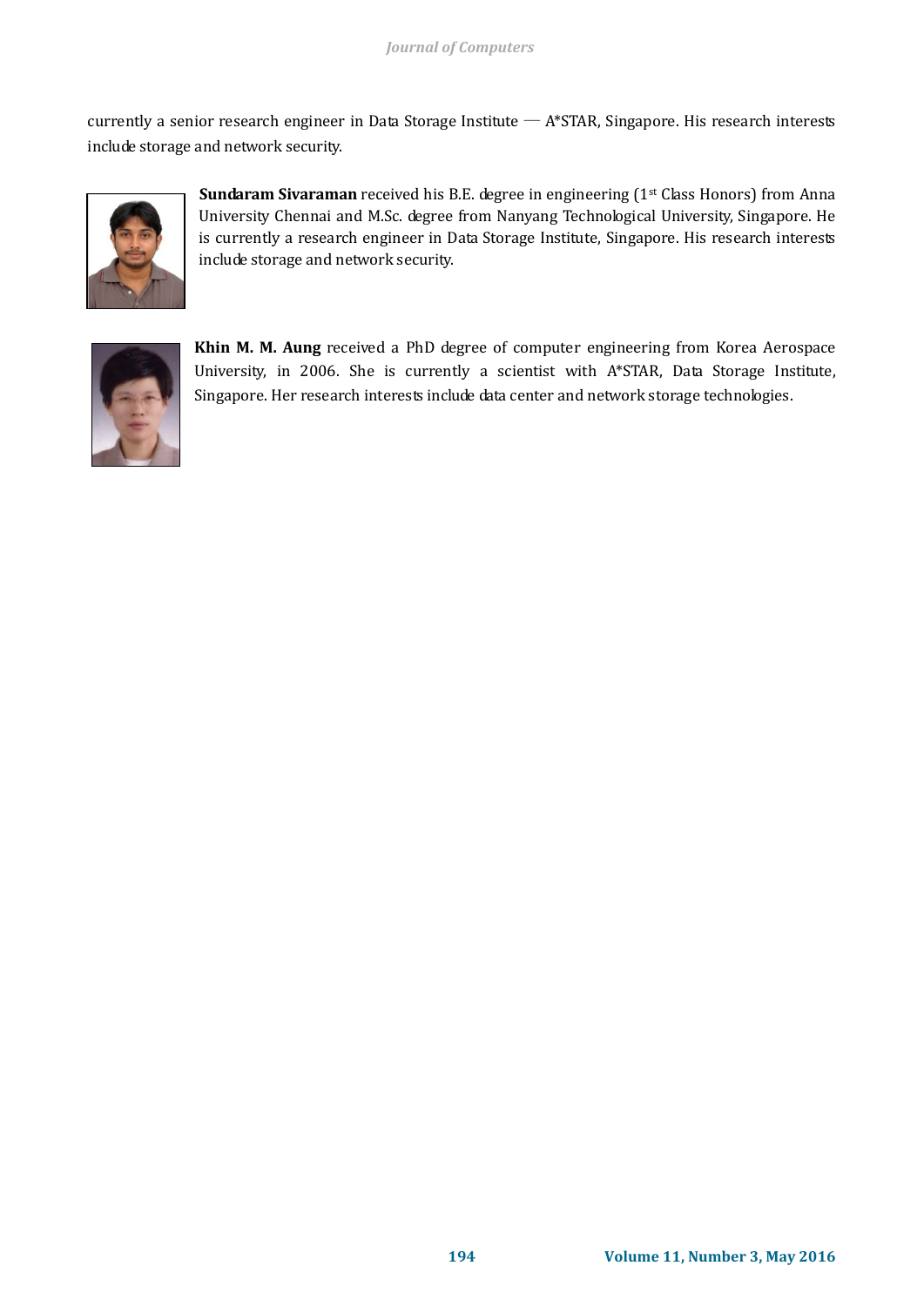currently a senior research engineer in Data Storage Institute — A*STAR, Singapore. His research interests include storage and network security.

**Sundaram Sivaraman** received his B.E. degree in engineering (1st Class Honors) from Anna University Chennai and M.Sc. degree from Nanyang Technological University, Singapore. He is currently a research engineer in Data Storage Institute, Singapore. His research interests include storage and network security.

**Khin M. M. Aung** received a PhD degree of computer engineering from Korea Aerospace University, in 2006. She is currently a scientist with A*STAR, Data Storage Institute, Singapore. Her research interests include data center and network storage technologies.